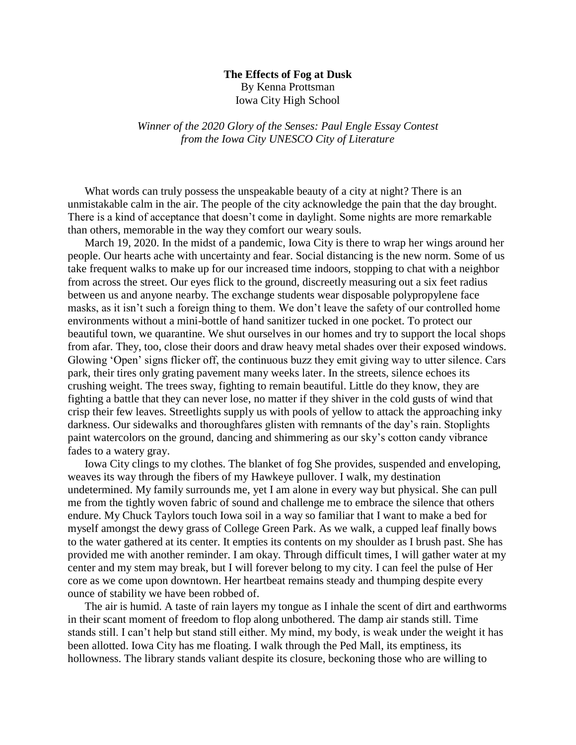**The Effects of Fog at Dusk**

By Kenna Prottsman

Iowa City High School

*Winner of the 2020 Glory of the Senses: Paul Engle Essay Contest from the Iowa City UNESCO City of Literature*

What words can truly possess the unspeakable beauty of a city at night? There is an unmistakable calm in the air. The people of the city acknowledge the pain that the day brought. There is a kind of acceptance that doesn't come in daylight. Some nights are more remarkable than others, memorable in the way they comfort our weary souls.

March 19, 2020. In the midst of a pandemic, Iowa City is there to wrap her wings around her people. Our hearts ache with uncertainty and fear. Social distancing is the new norm. Some of us take frequent walks to make up for our increased time indoors, stopping to chat with a neighbor from across the street. Our eyes flick to the ground, discreetly measuring out a six feet radius between us and anyone nearby. The exchange students wear disposable polypropylene face masks, as it isn't such a foreign thing to them. We don't leave the safety of our controlled home environments without a mini-bottle of hand sanitizer tucked in one pocket. To protect our beautiful town, we quarantine. We shut ourselves in our homes and try to support the local shops from afar. They, too, close their doors and draw heavy metal shades over their exposed windows. Glowing 'Open' signs flicker off, the continuous buzz they emit giving way to utter silence. Cars park, their tires only grating pavement many weeks later. In the streets, silence echoes its crushing weight. The trees sway, fighting to remain beautiful. Little do they know, they are fighting a battle that they can never lose, no matter if they shiver in the cold gusts of wind that crisp their few leaves. Streetlights supply us with pools of yellow to attack the approaching inky darkness. Our sidewalks and thoroughfares glisten with remnants of the day's rain. Stoplights paint watercolors on the ground, dancing and shimmering as our sky's cotton candy vibrance fades to a watery gray.

Iowa City clings to my clothes. The blanket of fog She provides, suspended and enveloping, weaves its way through the fibers of my Hawkeye pullover. I walk, my destination undetermined. My family surrounds me, yet I am alone in every way but physical. She can pull me from the tightly woven fabric of sound and challenge me to embrace the silence that others endure. My Chuck Taylors touch Iowa soil in a way so familiar that I want to make a bed for myself amongst the dewy grass of College Green Park. As we walk, a cupped leaf finally bows to the water gathered at its center. It empties its contents on my shoulder as I brush past. She has provided me with another reminder. I am okay. Through difficult times, I will gather water at my center and my stem may break, but I will forever belong to my city. I can feel the pulse of Her core as we come upon downtown. Her heartbeat remains steady and thumping despite every ounce of stability we have been robbed of.

The air is humid. A taste of rain layers my tongue as I inhale the scent of dirt and earthworms in their scant moment of freedom to flop along unbothered. The damp air stands still. Time stands still. I can't help but stand still either. My mind, my body, is weak under the weight it has been allotted. Iowa City has me floating. I walk through the Ped Mall, its emptiness, its hollowness. The library stands valiant despite its closure, beckoning those who are willing to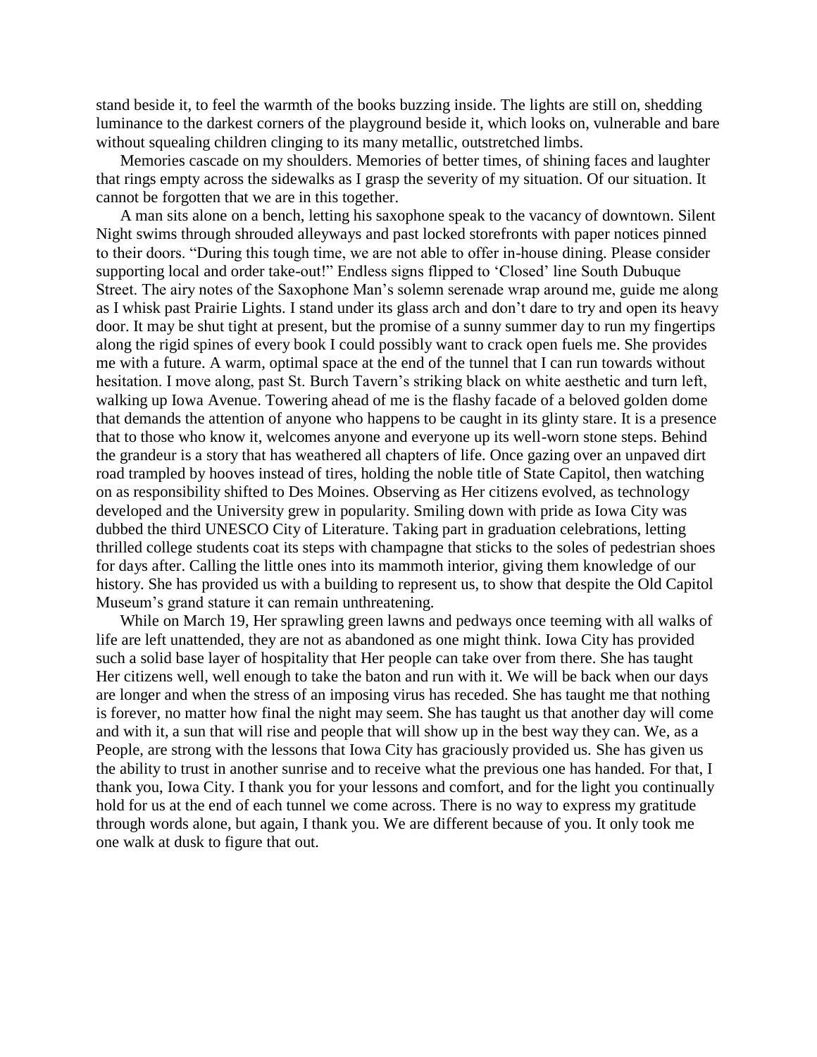stand beside it, to feel the warmth of the books buzzing inside. The lights are still on, shedding luminance to the darkest corners of the playground beside it, which looks on, vulnerable and bare without squealing children clinging to its many metallic, outstretched limbs.

Memories cascade on my shoulders. Memories of better times, of shining faces and laughter that rings empty across the sidewalks as I grasp the severity of my situation. Of our situation. It cannot be forgotten that we are in this together.

A man sits alone on a bench, letting his saxophone speak to the vacancy of downtown. Silent Night swims through shrouded alleyways and past locked storefronts with paper notices pinned to their doors. "During this tough time, we are not able to offer in-house dining. Please consider supporting local and order take-out!" Endless signs flipped to 'Closed' line South Dubuque Street. The airy notes of the Saxophone Man's solemn serenade wrap around me, guide me along as I whisk past Prairie Lights. I stand under its glass arch and don't dare to try and open its heavy door. It may be shut tight at present, but the promise of a sunny summer day to run my fingertips along the rigid spines of every book I could possibly want to crack open fuels me. She provides me with a future. A warm, optimal space at the end of the tunnel that I can run towards without hesitation. I move along, past St. Burch Tavern's striking black on white aesthetic and turn left, walking up Iowa Avenue. Towering ahead of me is the flashy facade of a beloved golden dome that demands the attention of anyone who happens to be caught in its glinty stare. It is a presence that to those who know it, welcomes anyone and everyone up its well-worn stone steps. Behind the grandeur is a story that has weathered all chapters of life. Once gazing over an unpaved dirt road trampled by hooves instead of tires, holding the noble title of State Capitol, then watching on as responsibility shifted to Des Moines. Observing as Her citizens evolved, as technology developed and the University grew in popularity. Smiling down with pride as Iowa City was dubbed the third UNESCO City of Literature. Taking part in graduation celebrations, letting thrilled college students coat its steps with champagne that sticks to the soles of pedestrian shoes for days after. Calling the little ones into its mammoth interior, giving them knowledge of our history. She has provided us with a building to represent us, to show that despite the Old Capitol Museum's grand stature it can remain unthreatening.

While on March 19, Her sprawling green lawns and pedways once teeming with all walks of life are left unattended, they are not as abandoned as one might think. Iowa City has provided such a solid base layer of hospitality that Her people can take over from there. She has taught Her citizens well, well enough to take the baton and run with it. We will be back when our days are longer and when the stress of an imposing virus has receded. She has taught me that nothing is forever, no matter how final the night may seem. She has taught us that another day will come and with it, a sun that will rise and people that will show up in the best way they can. We, as a People, are strong with the lessons that Iowa City has graciously provided us. She has given us the ability to trust in another sunrise and to receive what the previous one has handed. For that, I thank you, Iowa City. I thank you for your lessons and comfort, and for the light you continually hold for us at the end of each tunnel we come across. There is no way to express my gratitude through words alone, but again, I thank you. We are different because of you. It only took me one walk at dusk to figure that out.